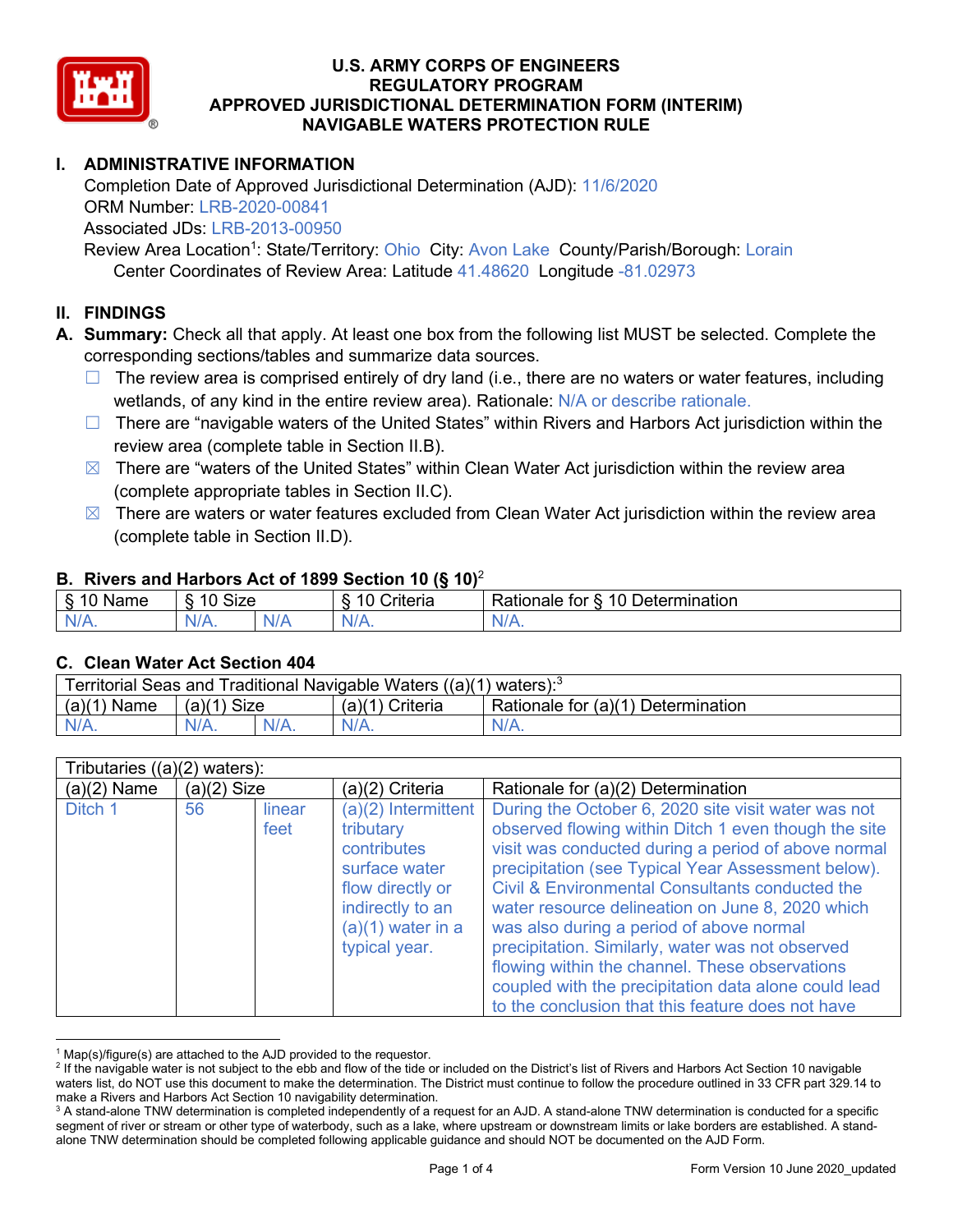# U.S. ARMY CORPS OF ENGINEERS
# REGULATORY PROGRAM
# APPROVED JURISDICTIONAL DETERMINATION FORM (INTERIM)
# NAVIGABLE WATERS PROTECTION RULE

## I. ADMINISTRATIVE INFORMATION

Completion Date of Approved Jurisdictional Determination (AJD): 11/6/2020
ORM Number: LRB-2020-00841
Associated JDs: LRB-2013-00950
Review Area Location[1]: State/Territory: Ohio City: Avon Lake County/Parish/Borough: Lorain
Center Coordinates of Review Area: Latitude 41.48620 Longitude -81.02973

## II. FINDINGS

**A. Summary:** Check all that apply. At least one box from the following list MUST be selected. Complete the corresponding sections/tables and summarize data sources.

- ☐ The review area is comprised entirely of dry land (i.e., there are no waters or water features, including wetlands, of any kind in the entire review area). Rationale: N/A or describe rationale.
- ☐ There are "navigable waters of the United States" within Rivers and Harbors Act jurisdiction within the review area (complete table in Section II.B).
- ☒ There are "waters of the United States" within Clean Water Act jurisdiction within the review area (complete appropriate tables in Section II.C).
- ☒ There are waters or water features excluded from Clean Water Act jurisdiction within the review area (complete table in Section II.D).

### B. Rivers and Harbors Act of 1899 Section 10 (§ 10)[2]

| § 10 Name | § 10 Size | | § 10 Criteria | Rationale for § 10 Determination |
|---|---|---|---|---|
| N/A. | N/A. | N/A | N/A. | N/A. |

### C. Clean Water Act Section 404

| Territorial Seas and Traditional Navigable Waters ((a)(1) waters):[3] | | | | |
|---|---|---|---|---|
| (a)(1) Name | (a)(1) Size | | (a)(1) Criteria | Rationale for (a)(1) Determination |
| N/A. | N/A. | N/A. | N/A. | N/A. |

| Tributaries ((a)(2) waters): | | | | |
|---|---|---|---|---|
| (a)(2) Name | (a)(2) Size | | (a)(2) Criteria | Rationale for (a)(2) Determination |
| Ditch 1 | 56 | linear feet | (a)(2) Intermittent tributary contributes surface water flow directly or indirectly to an (a)(1) water in a typical year. | During the October 6, 2020 site visit water was not observed flowing within Ditch 1 even though the site visit was conducted during a period of above normal precipitation (see Typical Year Assessment below). Civil & Environmental Consultants conducted the water resource delineation on June 8, 2020 which was also during a period of above normal precipitation. Similarly, water was not observed flowing within the channel. These observations coupled with the precipitation data alone could lead to the conclusion that this feature does not have |

[1] Map(s)/figure(s) are attached to the AJD provided to the requestor.
[2] If the navigable water is not subject to the ebb and flow of the tide or included on the District's list of Rivers and Harbors Act Section 10 navigable waters list, do NOT use this document to make the determination. The District must continue to follow the procedure outlined in 33 CFR part 329.14 to make a Rivers and Harbors Act Section 10 navigability determination.
[3] A stand-alone TNW determination is completed independently of a request for an AJD. A stand-alone TNW determination is conducted for a specific segment of river or stream or other type of waterbody, such as a lake, where upstream or downstream limits or lake borders are established. A stand-alone TNW determination should be completed following applicable guidance and should NOT be documented on the AJD Form.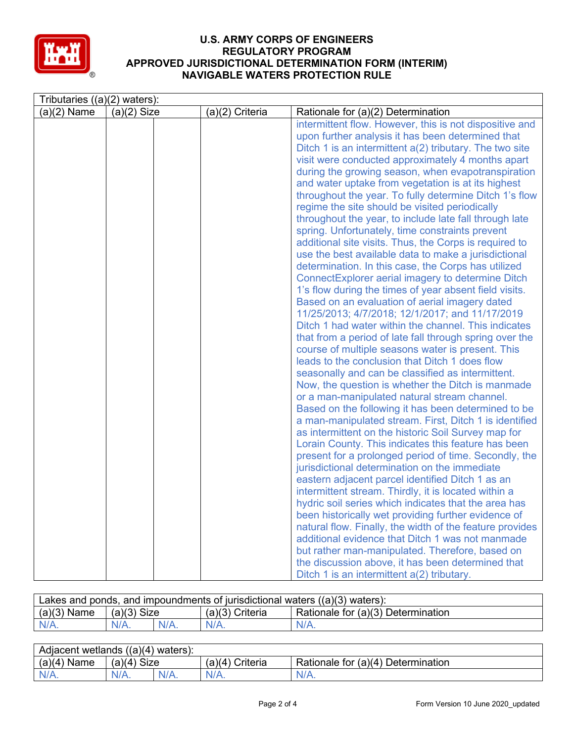# U.S. ARMY CORPS OF ENGINEERS
## REGULATORY PROGRAM
## APPROVED JURISDICTIONAL DETERMINATION FORM (INTERIM)
## NAVIGABLE WATERS PROTECTION RULE

| Tributaries ((a)(2) waters): | | | | |
|---|---|---|---|---|
| (a)(2) Name | (a)(2) Size | | (a)(2) Criteria | Rationale for (a)(2) Determination |
| | | | | intermittent flow. However, this is not dispositive and upon further analysis it has been determined that Ditch 1 is an intermittent a(2) tributary. The two site visit were conducted approximately 4 months apart during the growing season, when evapotranspiration and water uptake from vegetation is at its highest throughout the year. To fully determine Ditch 1's flow regime the site should be visited periodically throughout the year, to include late fall through late spring. Unfortunately, time constraints prevent additional site visits. Thus, the Corps is required to use the best available data to make a jurisdictional determination. In this case, the Corps has utilized ConnectExplorer aerial imagery to determine Ditch 1's flow during the times of year absent field visits. Based on an evaluation of aerial imagery dated 11/25/2013; 4/7/2018; 12/1/2017; and 11/17/2019 Ditch 1 had water within the channel. This indicates that from a period of late fall through spring over the course of multiple seasons water is present. This leads to the conclusion that Ditch 1 does flow seasonally and can be classified as intermittent. Now, the question is whether the Ditch is manmade or a man-manipulated natural stream channel. Based on the following it has been determined to be a man-manipulated stream. First, Ditch 1 is identified as intermittent on the historic Soil Survey map for Lorain County. This indicates this feature has been present for a prolonged period of time. Secondly, the jurisdictional determination on the immediate eastern adjacent parcel identified Ditch 1 as an intermittent stream. Thirdly, it is located within a hydric soil series which indicates that the area has been historically wet providing further evidence of natural flow. Finally, the width of the feature provides additional evidence that Ditch 1 was not manmade but rather man-manipulated. Therefore, based on the discussion above, it has been determined that Ditch 1 is an intermittent a(2) tributary. |

| Lakes and ponds, and impoundments of jurisdictional waters ((a)(3) waters): | | | | |
|---|---|---|---|---|
| (a)(3) Name | (a)(3) Size | | (a)(3) Criteria | Rationale for (a)(3) Determination |
| N/A. | N/A. | N/A. | N/A. | N/A. |

| Adjacent wetlands ((a)(4) waters): | | | | |
|---|---|---|---|---|
| (a)(4) Name | (a)(4) Size | | (a)(4) Criteria | Rationale for (a)(4) Determination |
| N/A. | N/A. | N/A. | N/A. | N/A. |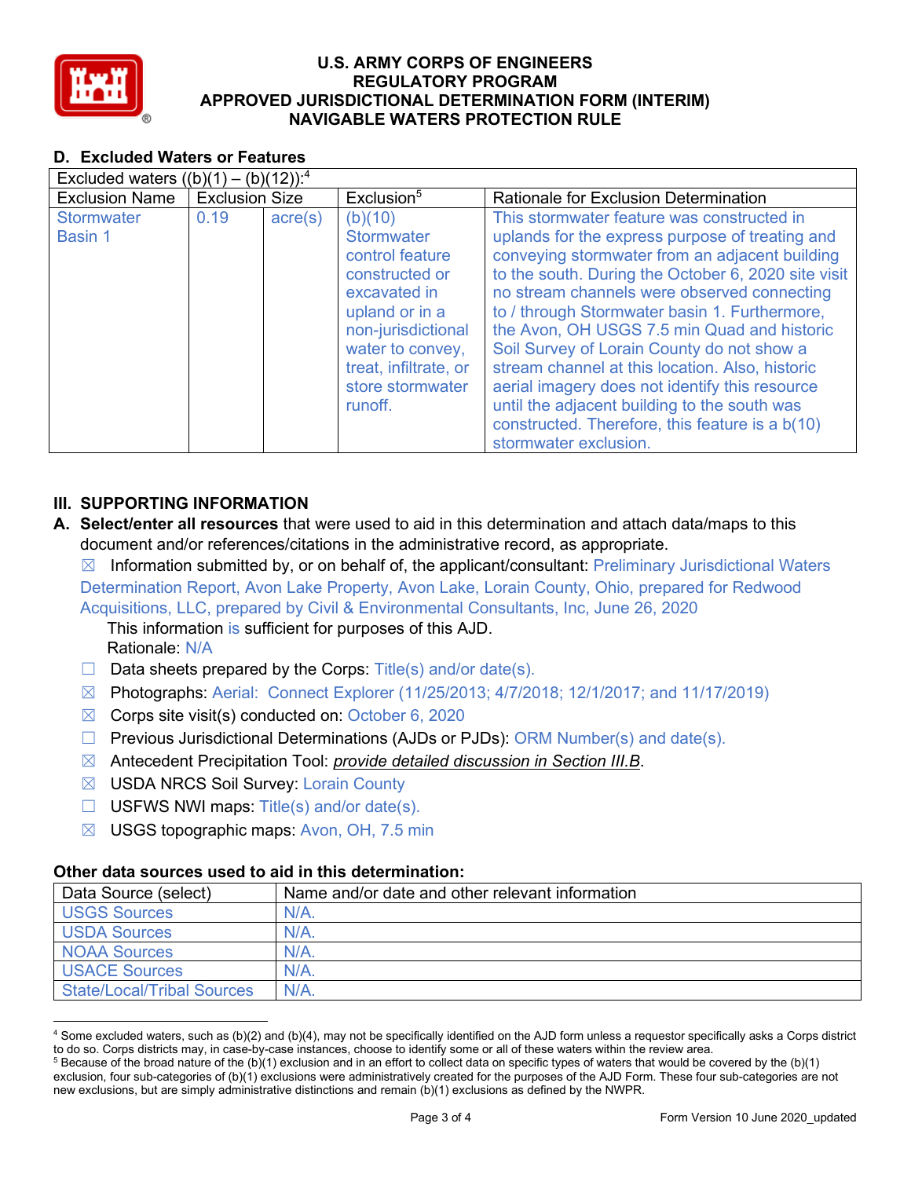## D. Excluded Waters or Features

| Excluded waters ((b)(1) – (b)(12)):[4] | | | | |
|---|---|---|---|---|
| Exclusion Name | Exclusion Size | | Exclusion[5] | Rationale for Exclusion Determination |
| Stormwater Basin 1 | 0.19 | acre(s) | (b)(10) Stormwater control feature constructed or excavated in upland or in a non-jurisdictional water to convey, treat, infiltrate, or store stormwater runoff. | This stormwater feature was constructed in uplands for the express purpose of treating and conveying stormwater from an adjacent building to the south. During the October 6, 2020 site visit no stream channels were observed connecting to / through Stormwater basin 1. Furthermore, the Avon, OH USGS 7.5 min Quad and historic Soil Survey of Lorain County do not show a stream channel at this location. Also, historic aerial imagery does not identify this resource until the adjacent building to the south was constructed. Therefore, this feature is a b(10) stormwater exclusion. |

## III. SUPPORTING INFORMATION

**A. Select/enter all resources** that were used to aid in this determination and attach data/maps to this document and/or references/citations in the administrative record, as appropriate.

☒ Information submitted by, or on behalf of, the applicant/consultant: Preliminary Jurisdictional Waters Determination Report, Avon Lake Property, Avon Lake, Lorain County, Ohio, prepared for Redwood Acquisitions, LLC, prepared by Civil & Environmental Consultants, Inc, June 26, 2020

This information is sufficient for purposes of this AJD.
Rationale: N/A

☐ Data sheets prepared by the Corps: Title(s) and/or date(s).

☒ Photographs: Aerial: Connect Explorer (11/25/2013; 4/7/2018; 12/1/2017; and 11/17/2019)

☒ Corps site visit(s) conducted on: October 6, 2020

☐ Previous Jurisdictional Determinations (AJDs or PJDs): ORM Number(s) and date(s).

☒ Antecedent Precipitation Tool: *provide detailed discussion in Section III.B*.

☒ USDA NRCS Soil Survey: Lorain County

☐ USFWS NWI maps: Title(s) and/or date(s).

☒ USGS topographic maps: Avon, OH, 7.5 min

**Other data sources used to aid in this determination:**

| Data Source (select) | Name and/or date and other relevant information |
|---|---|
| USGS Sources | N/A. |
| USDA Sources | N/A. |
| NOAA Sources | N/A. |
| USACE Sources | N/A. |
| State/Local/Tribal Sources | N/A. |

[4] Some excluded waters, such as (b)(2) and (b)(4), may not be specifically identified on the AJD form unless a requestor specifically asks a Corps district to do so. Corps districts may, in case-by-case instances, choose to identify some or all of these waters within the review area.

[5] Because of the broad nature of the (b)(1) exclusion and in an effort to collect data on specific types of waters that would be covered by the (b)(1) exclusion, four sub-categories of (b)(1) exclusions were administratively created for the purposes of the AJD Form. These four sub-categories are not new exclusions, but are simply administrative distinctions and remain (b)(1) exclusions as defined by the NWPR.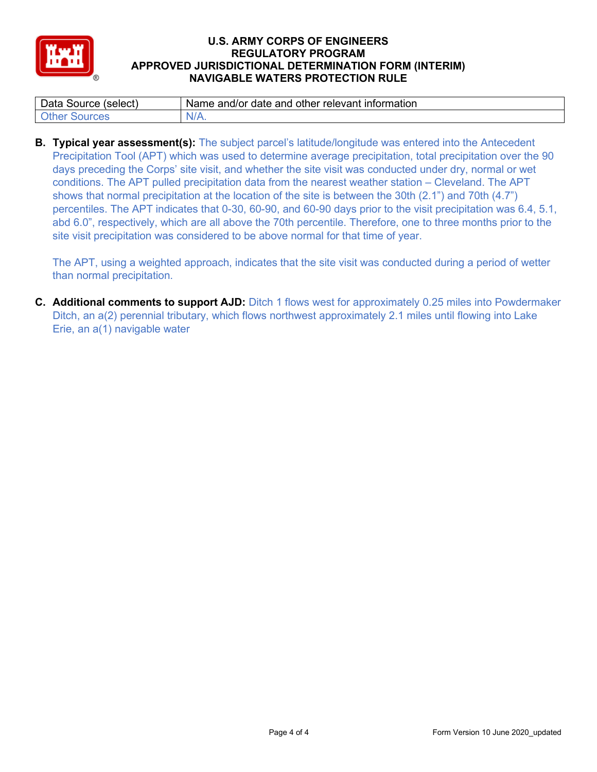| Data Source (select) | Name and/or date and other relevant information |
|---|---|
| Other Sources | N/A. |

**B. Typical year assessment(s):** The subject parcel's latitude/longitude was entered into the Antecedent Precipitation Tool (APT) which was used to determine average precipitation, total precipitation over the 90 days preceding the Corps' site visit, and whether the site visit was conducted under dry, normal or wet conditions. The APT pulled precipitation data from the nearest weather station – Cleveland. The APT shows that normal precipitation at the location of the site is between the 30th (2.1") and 70th (4.7") percentiles. The APT indicates that 0-30, 60-90, and 60-90 days prior to the visit precipitation was 6.4, 5.1, abd 6.0", respectively, which are all above the 70th percentile. Therefore, one to three months prior to the site visit precipitation was considered to be above normal for that time of year.

The APT, using a weighted approach, indicates that the site visit was conducted during a period of wetter than normal precipitation.

**C. Additional comments to support AJD:** Ditch 1 flows west for approximately 0.25 miles into Powdermaker Ditch, an a(2) perennial tributary, which flows northwest approximately 2.1 miles until flowing into Lake Erie, an a(1) navigable water